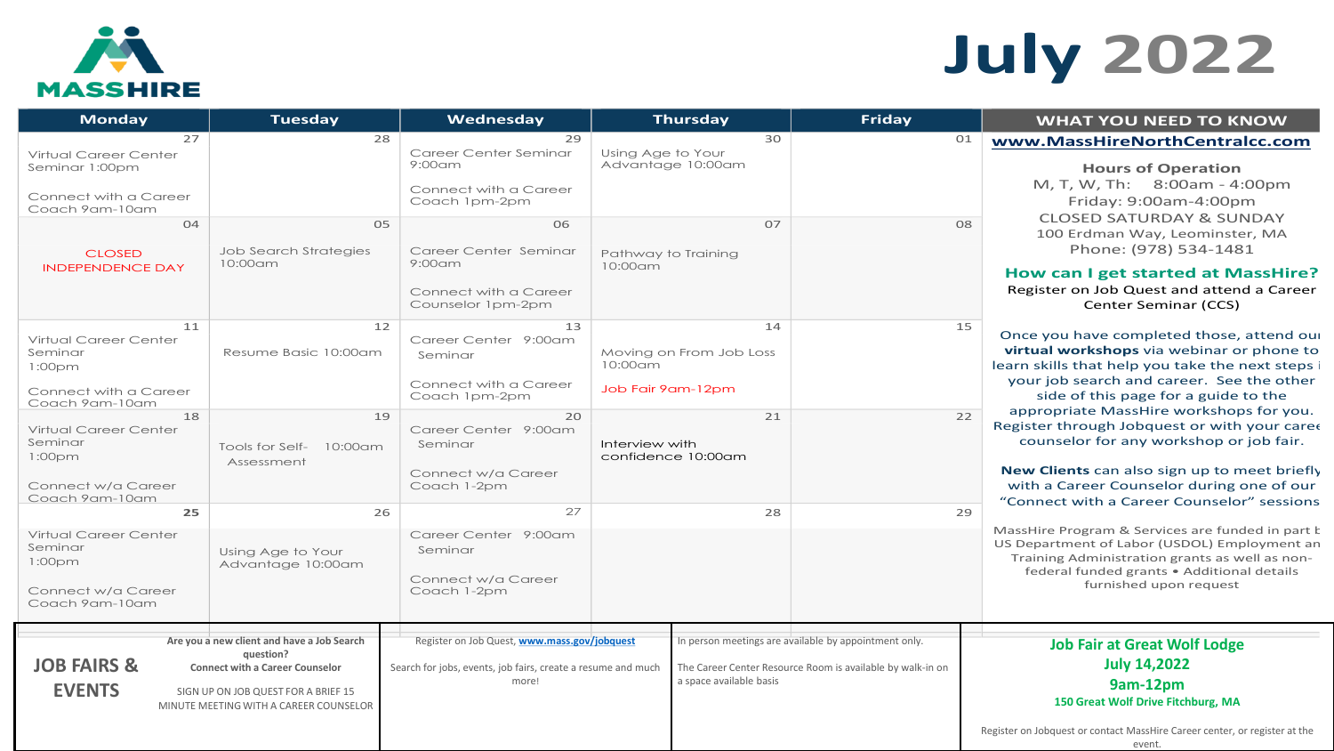MASSHIRE

# July 2022

| Monday | Tuesday | Wednesday | Thursday | Friday |
|---|---|---|---|---|
| 27 Virtual Career Center Seminar 1:00pm; Connect with a Career Coach 9am-10am | 28 | 29 Career Center Seminar 9:00am; Connect with a Career Coach 1pm-2pm | 30 Using Age to Your Advantage 10:00am | 01 |
| 04 CLOSED INDEPENDENCE DAY | 05 Job Search Strategies 10:00am | 06 Career Center Seminar 9:00am; Connect with a Career Counselor 1pm-2pm | 07 Pathway to Training 10:00am | 08 |
| 11 Virtual Career Center Seminar 1:00pm; Connect with a Career Coach 9am-10am | 12 Resume Basic 10:00am | 13 Career Center Seminar 9:00am; Connect with a Career Coach 1pm-2pm | 14 Moving on From Job Loss 10:00am; Job Fair 9am-12pm | 15 |
| 18 Virtual Career Center Seminar 1:00pm; Connect w/a Career Coach 9am-10am | 19 Tools for Self-Assessment 10:00am | 20 Career Center Seminar 9:00am; Connect w/a Career Coach 1-2pm | 21 Interview with confidence 10:00am | 22 |
| 25 Virtual Career Center Seminar 1:00pm; Connect w/a Career Coach 9am-10am | 26 Using Age to Your Advantage 10:00am | 27 Career Center Seminar 9:00am; Connect w/a Career Coach 1-2pm | 28 | 29 |

## WHAT YOU NEED TO KNOW

**www.MassHireNorthCentralcc.com**

**Hours of Operation**
M, T, W, Th: 8:00am - 4:00pm
Friday: 9:00am-4:00pm
CLOSED SATURDAY & SUNDAY
100 Erdman Way, Leominster, MA
Phone: (978) 534-1481

**How can I get started at MassHire?**
Register on Job Quest and attend a Career Center Seminar (CCS)

Once you have completed those, attend our **virtual workshops** via webinar or phone to learn skills that help you take the next steps in your job search and career. See the other side of this page for a guide to the appropriate MassHire workshops for you. Register through Jobquest or with your career counselor for any workshop or job fair.

**New Clients** can also sign up to meet briefly with a Career Counselor during one of our "Connect with a Career Counselor" sessions

MassHire Program & Services are funded in part by US Department of Labor (USDOL) Employment and Training Administration grants as well as non-federal funded grants • Additional details furnished upon request

## JOB FAIRS & EVENTS

**Are you a new client and have a Job Search question?**
**Connect with a Career Counselor**
SIGN UP ON JOB QUEST FOR A BRIEF 15 MINUTE MEETING WITH A CAREER COUNSELOR

Register on Job Quest, **www.mass.gov/jobquest**
Search for jobs, events, job fairs, create a resume and much more!

In person meetings are available by appointment only.
The Career Center Resource Room is available by walk-in on a space available basis

**Job Fair at Great Wolf Lodge**
**July 14,2022**
**9am-12pm**
**150 Great Wolf Drive Fitchburg, MA**

Register on Jobquest or contact MassHire Career center, or register at the event.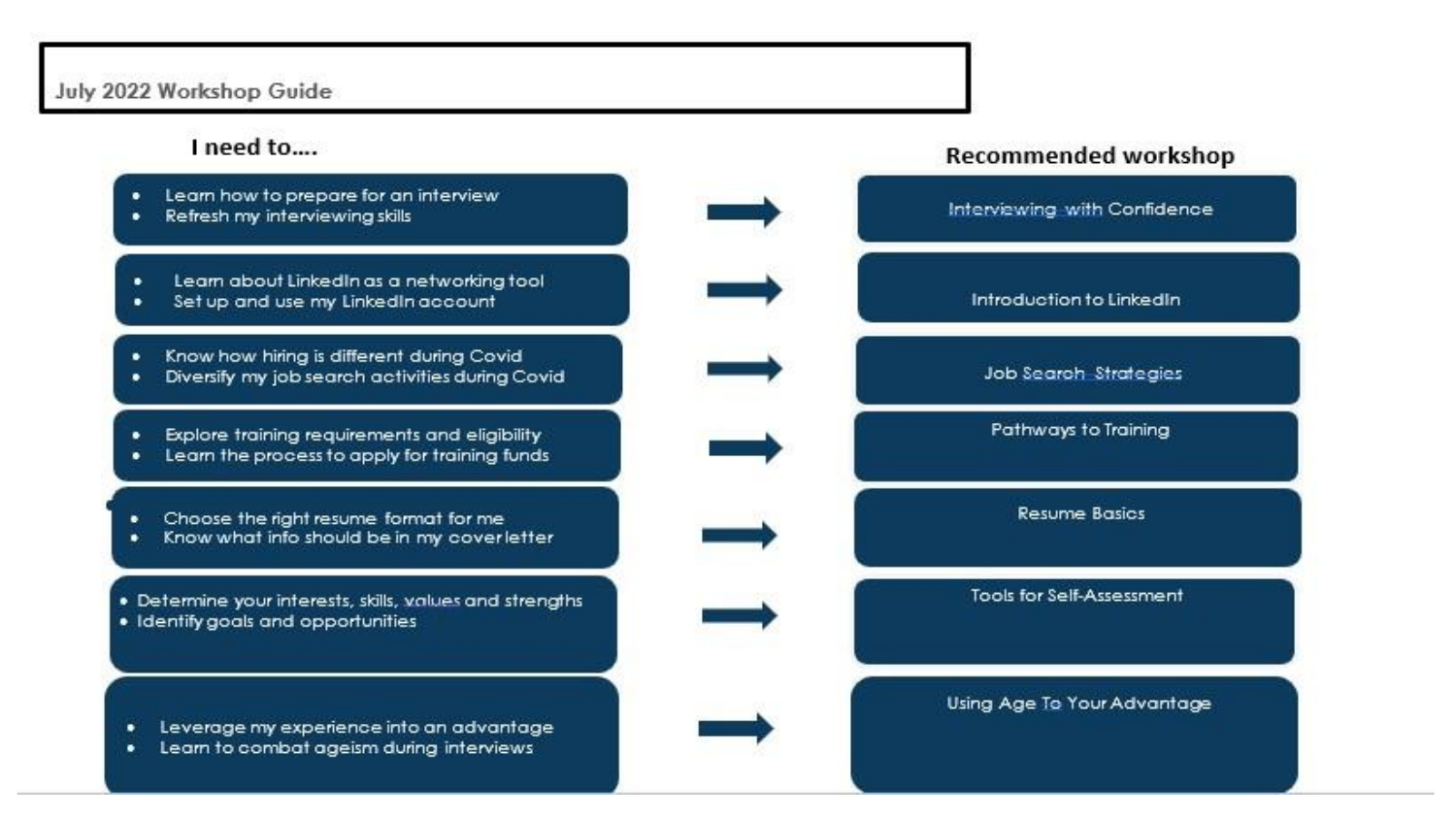# July 2022 Workshop Guide

| I need to.... | Recommended workshop |
| --- | --- |
| • Learn how to prepare for an interview<br>• Refresh my interviewing skills | Interviewing with Confidence |
| • Learn about LinkedIn as a networking tool<br>• Set up and use my LinkedIn account | Introduction to LinkedIn |
| • Know how hiring is different during Covid<br>• Diversify my job search activities during Covid | Job Search Strategies |
| • Explore training requirements and eligibility<br>• Learn the process to apply for training funds | Pathways to Training |
| • Choose the right resume format for me<br>• Know what info should be in my cover letter | Resume Basics |
| • Determine your interests, skills, values and strengths<br>• Identify goals and opportunities | Tools for Self-Assessment |
| • Leverage my experience into an advantage<br>• Learn to combat ageism during interviews | Using Age To Your Advantage |